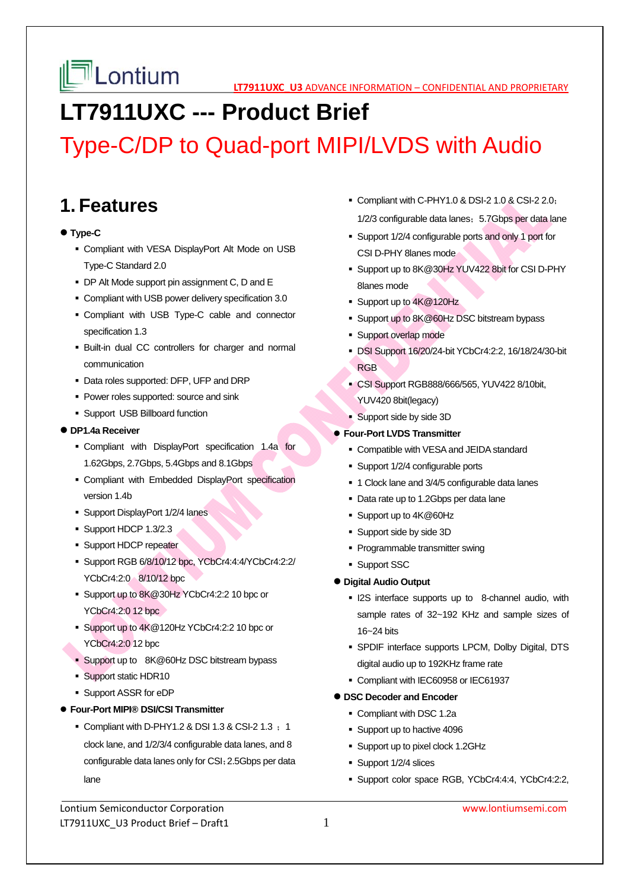# LT7911UXC --- Product Brief

## Type-C/DP to Quad-port MIPI/LVDS with Audio

## 1. Features

- **Type-C**
  - Compliant with VESA DisplayPort Alt Mode on USB Type-C Standard 2.0
  - DP Alt Mode support pin assignment C, D and E
  - Compliant with USB power delivery specification 3.0
  - Compliant with USB Type-C cable and connector specification 1.3
  - Built-in dual CC controllers for charger and normal communication
  - Data roles supported: DFP, UFP and DRP
  - Power roles supported: source and sink
  - Support USB Billboard function
- **DP1.4a Receiver**
  - Compliant with DisplayPort specification 1.4a for 1.62Gbps, 2.7Gbps, 5.4Gbps and 8.1Gbps
  - Compliant with Embedded DisplayPort specification version 1.4b
  - Support DisplayPort 1/2/4 lanes
  - Support HDCP 1.3/2.3
  - Support HDCP repeater
  - Support RGB 6/8/10/12 bpc, YCbCr4:4:4/YCbCr4:2:2/ YCbCr4:2:0 8/10/12 bpc
  - Support up to 8K@30Hz YCbCr4:2:2 10 bpc or YCbCr4:2:0 12 bpc
  - Support up to 4K@120Hz YCbCr4:2:2 10 bpc or YCbCr4:2:0 12 bpc
  - Support up to 8K@60Hz DSC bitstream bypass
  - Support static HDR10
  - Support ASSR for eDP
- **Four-Port MIPI® DSI/CSI Transmitter**
  - Compliant with D-PHY1.2 & DSI 1.3 & CSI-2 1.3 ； 1 clock lane, and 1/2/3/4 configurable data lanes, and 8 configurable data lanes only for CSI；2.5Gbps per data lane
  - Compliant with C-PHY1.0 & DSI-2 1.0 & CSI-2 2.0； 1/2/3 configurable data lanes；5.7Gbps per data lane
  - Support 1/2/4 configurable ports and only 1 port for CSI D-PHY 8lanes mode
  - Support up to 8K@30Hz YUV422 8bit for CSI D-PHY 8lanes mode
  - Support up to 4K@120Hz
  - Support up to 8K@60Hz DSC bitstream bypass
  - Support overlap mode
  - DSI Support 16/20/24-bit YCbCr4:2:2, 16/18/24/30-bit RGB
  - CSI Support RGB888/666/565, YUV422 8/10bit, YUV420 8bit(legacy)
  - Support side by side 3D
- **Four-Port LVDS Transmitter**
  - Compatible with VESA and JEIDA standard
  - Support 1/2/4 configurable ports
  - 1 Clock lane and 3/4/5 configurable data lanes
  - Data rate up to 1.2Gbps per data lane
  - Support up to 4K@60Hz
  - Support side by side 3D
  - Programmable transmitter swing
  - Support SSC
- **Digital Audio Output**
  - I2S interface supports up to 8-channel audio, with sample rates of 32~192 KHz and sample sizes of 16~24 bits
  - SPDIF interface supports LPCM, Dolby Digital, DTS digital audio up to 192KHz frame rate
  - Compliant with IEC60958 or IEC61937
- **DSC Decoder and Encoder**
  - Compliant with DSC 1.2a
  - Support up to hactive 4096
  - Support up to pixel clock 1.2GHz
  - Support 1/2/4 slices
  - Support color space RGB, YCbCr4:4:4, YCbCr4:2:2,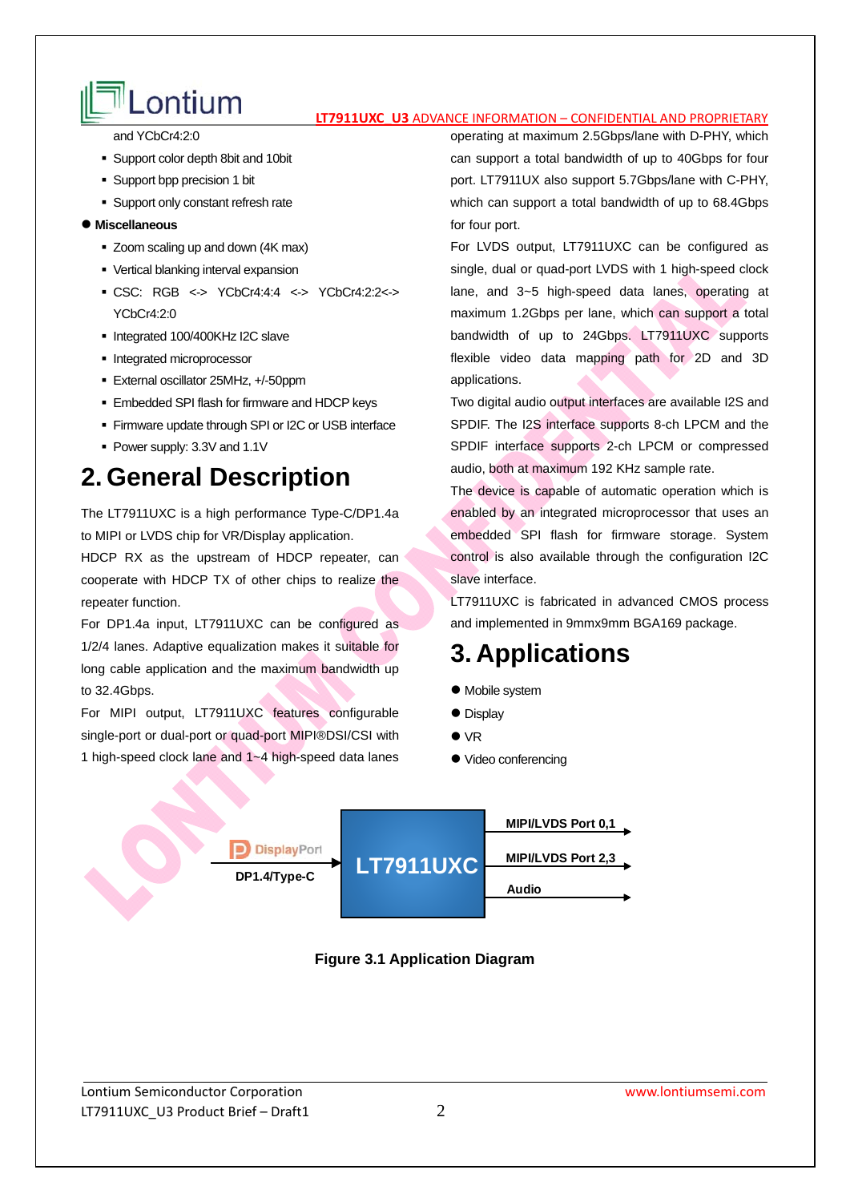and YCbCr4:2:0

- Support color depth 8bit and 10bit
- Support bpp precision 1 bit
- Support only constant refresh rate

● **Miscellaneous**

- Zoom scaling up and down (4K max)
- Vertical blanking interval expansion
- CSC: RGB <-> YCbCr4:4:4 <-> YCbCr4:2:2<-> YCbCr4:2:0
- Integrated 100/400KHz I2C slave
- Integrated microprocessor
- External oscillator 25MHz, +/-50ppm
- Embedded SPI flash for firmware and HDCP keys
- Firmware update through SPI or I2C or USB interface
- Power supply: 3.3V and 1.1V

# 2. General Description

The LT7911UXC is a high performance Type-C/DP1.4a to MIPI or LVDS chip for VR/Display application.

HDCP RX as the upstream of HDCP repeater, can cooperate with HDCP TX of other chips to realize the repeater function.

For DP1.4a input, LT7911UXC can be configured as 1/2/4 lanes. Adaptive equalization makes it suitable for long cable application and the maximum bandwidth up to 32.4Gbps.

For MIPI output, LT7911UXC features configurable single-port or dual-port or quad-port MIPI®DSI/CSI with 1 high-speed clock lane and 1~4 high-speed data lanes operating at maximum 2.5Gbps/lane with D-PHY, which can support a total bandwidth of up to 40Gbps for four port. LT7911UX also support 5.7Gbps/lane with C-PHY, which can support a total bandwidth of up to 68.4Gbps for four port.

For LVDS output, LT7911UXC can be configured as single, dual or quad-port LVDS with 1 high-speed clock lane, and 3~5 high-speed data lanes, operating at maximum 1.2Gbps per lane, which can support a total bandwidth of up to 24Gbps. LT7911UXC supports flexible video data mapping path for 2D and 3D applications.

Two digital audio output interfaces are available I2S and SPDIF. The I2S interface supports 8-ch LPCM and the SPDIF interface supports 2-ch LPCM or compressed audio, both at maximum 192 KHz sample rate.

The device is capable of automatic operation which is enabled by an integrated microprocessor that uses an embedded SPI flash for firmware storage. System control is also available through the configuration I2C slave interface.

LT7911UXC is fabricated in advanced CMOS process and implemented in 9mmx9mm BGA169 package.

# 3. Applications

- Mobile system
- Display
- VR
- Video conferencing

DisplayPort DP1.4/Type-C → LT7911UXC → MIPI/LVDS Port 0,1; MIPI/LVDS Port 2,3; Audio

**Figure 3.1 Application Diagram**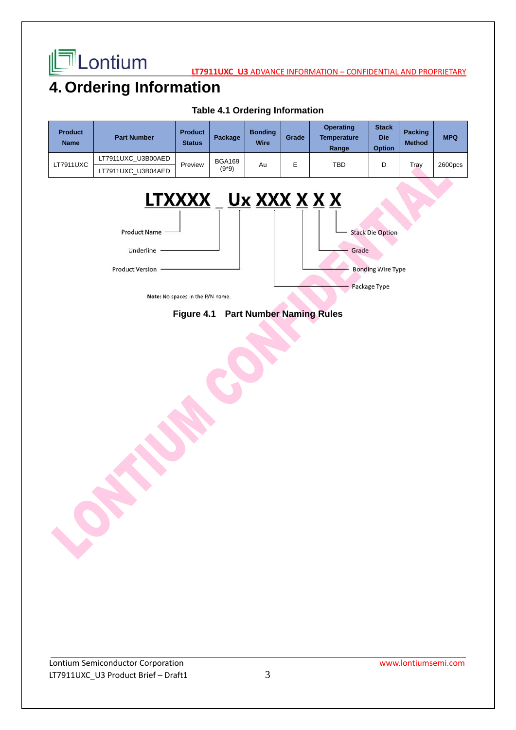# 4. Ordering Information

**Table 4.1 Ordering Information**

| Product Name | Part Number | Product Status | Package | Bonding Wire | Grade | Operating Temperature Range | Stack Die Option | Packing Method | MPQ |
|---|---|---|---|---|---|---|---|---|---|
| LT7911UXC | LT7911UXC_U3B00AED | Preview | BGA169 (9*9) | Au | E | TBD | D | Tray | 2600pcs |
| | LT7911UXC_U3B04AED | | | | | | | | |

LTXXXX _ Ux XXX X X X

- Product Name
- Underline
- Product Version
- Stack Die Option
- Grade
- Bonding Wire Type
- Package Type

**Note:** No spaces in the P/N name.

**Figure 4.1 Part Number Naming Rules**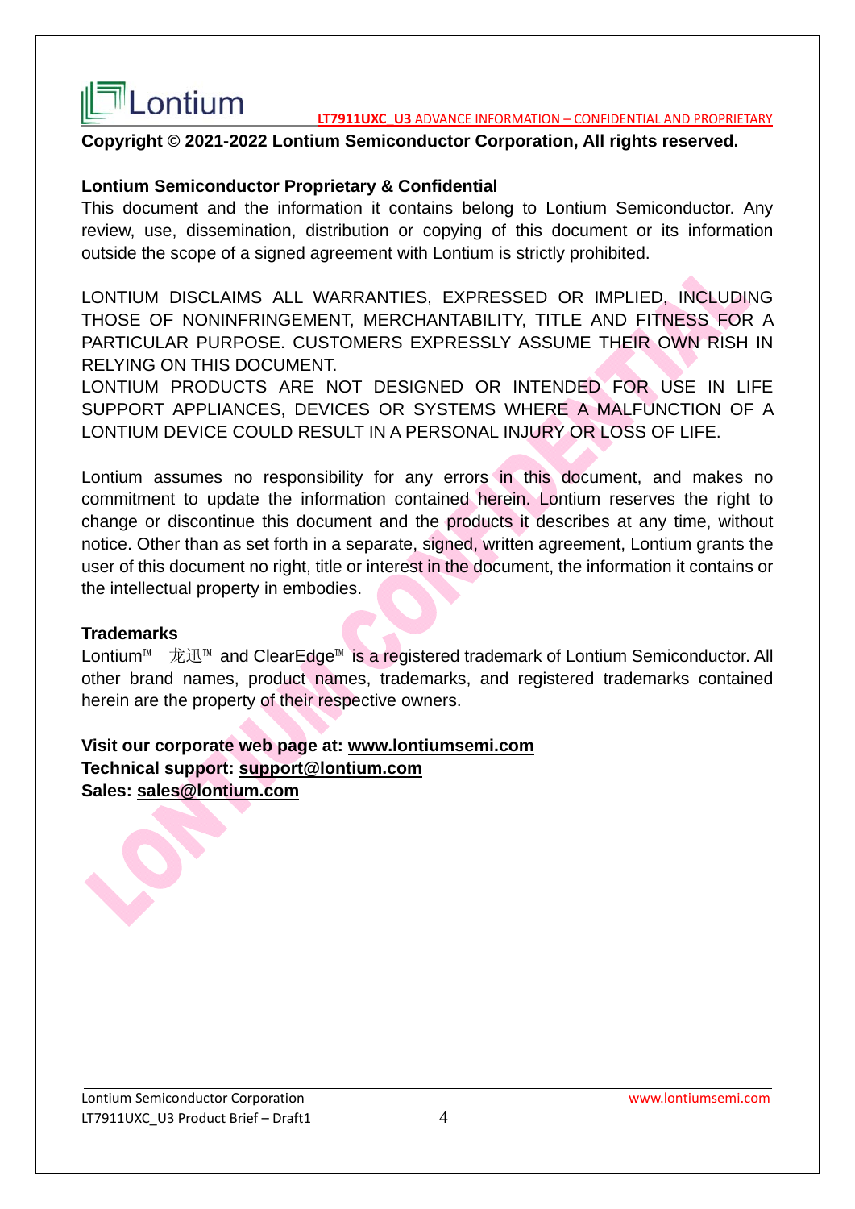**Copyright © 2021-2022 Lontium Semiconductor Corporation, All rights reserved.**

**Lontium Semiconductor Proprietary & Confidential**

This document and the information it contains belong to Lontium Semiconductor. Any review, use, dissemination, distribution or copying of this document or its information outside the scope of a signed agreement with Lontium is strictly prohibited.

LONTIUM DISCLAIMS ALL WARRANTIES, EXPRESSED OR IMPLIED, INCLUDING THOSE OF NONINFRINGEMENT, MERCHANTABILITY, TITLE AND FITNESS FOR A PARTICULAR PURPOSE. CUSTOMERS EXPRESSLY ASSUME THEIR OWN RISH IN RELYING ON THIS DOCUMENT.
LONTIUM PRODUCTS ARE NOT DESIGNED OR INTENDED FOR USE IN LIFE SUPPORT APPLIANCES, DEVICES OR SYSTEMS WHERE A MALFUNCTION OF A LONTIUM DEVICE COULD RESULT IN A PERSONAL INJURY OR LOSS OF LIFE.

Lontium assumes no responsibility for any errors in this document, and makes no commitment to update the information contained herein. Lontium reserves the right to change or discontinue this document and the products it describes at any time, without notice. Other than as set forth in a separate, signed, written agreement, Lontium grants the user of this document no right, title or interest in the document, the information it contains or the intellectual property in embodies.

**Trademarks**

Lontium™ 龙迅™ and ClearEdge™ is a registered trademark of Lontium Semiconductor. All other brand names, product names, trademarks, and registered trademarks contained herein are the property of their respective owners.

**Visit our corporate web page at: www.lontiumsemi.com**
**Technical support: support@lontium.com**
**Sales: sales@lontium.com**